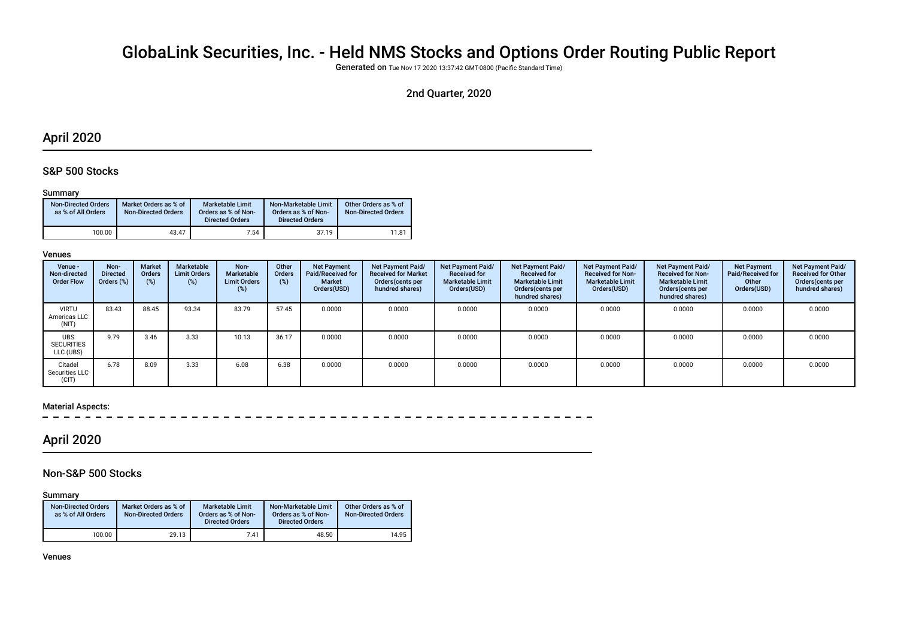# GlobaLink Securities, Inc. - Held NMS Stocks and Options Order Routing Public Report

**Generated on** Tue Nov 17 2020 13:37:42 GMT-0800 (Pacific Standard Time)

2nd Quarter, 2020

## April 2020

### S&P 500 Stocks

#### Summary

| Non-Directed Orders as % of All Orders | Market Orders as % of Non-Directed Orders | Marketable Limit Orders as % of Non-Directed Orders | Non-Marketable Limit Orders as % of Non-Directed Orders | Other Orders as % of Non-Directed Orders |
|---|---|---|---|---|
| 100.00 | 43.47 | 7.54 | 37.19 | 11.81 |

#### Venues

| Venue - Non-directed Order Flow | Non-Directed Orders (%) | Market Orders (%) | Marketable Limit Orders (%) | Non-Marketable Limit Orders (%) | Other Orders (%) | Net Payment Paid/Received for Market Orders(USD) | Net Payment Paid/Received for Market Orders(cents per hundred shares) | Net Payment Paid/Received for Marketable Limit Orders(USD) | Net Payment Paid/Received for Marketable Limit Orders(cents per hundred shares) | Net Payment Paid/Received for Non-Marketable Limit Orders(USD) | Net Payment Paid/Received for Non-Marketable Limit Orders(cents per hundred shares) | Net Payment Paid/Received for Other Orders(USD) | Net Payment Paid/Received for Other Orders(cents per hundred shares) |
|---|---|---|---|---|---|---|---|---|---|---|---|---|---|
| VIRTU Americas LLC (NIT) | 83.43 | 88.45 | 93.34 | 83.79 | 57.45 | 0.0000 | 0.0000 | 0.0000 | 0.0000 | 0.0000 | 0.0000 | 0.0000 | 0.0000 |
| UBS SECURITIES LLC (UBS) | 9.79 | 3.46 | 3.33 | 10.13 | 36.17 | 0.0000 | 0.0000 | 0.0000 | 0.0000 | 0.0000 | 0.0000 | 0.0000 | 0.0000 |
| Citadel Securities LLC (CIT) | 6.78 | 8.09 | 3.33 | 6.08 | 6.38 | 0.0000 | 0.0000 | 0.0000 | 0.0000 | 0.0000 | 0.0000 | 0.0000 | 0.0000 |

#### Material Aspects:

## April 2020

### Non-S&P 500 Stocks

#### Summary

| Non-Directed Orders as % of All Orders | Market Orders as % of Non-Directed Orders | Marketable Limit Orders as % of Non-Directed Orders | Non-Marketable Limit Orders as % of Non-Directed Orders | Other Orders as % of Non-Directed Orders |
|---|---|---|---|---|
| 100.00 | 29.13 | 7.41 | 48.50 | 14.95 |

#### Venues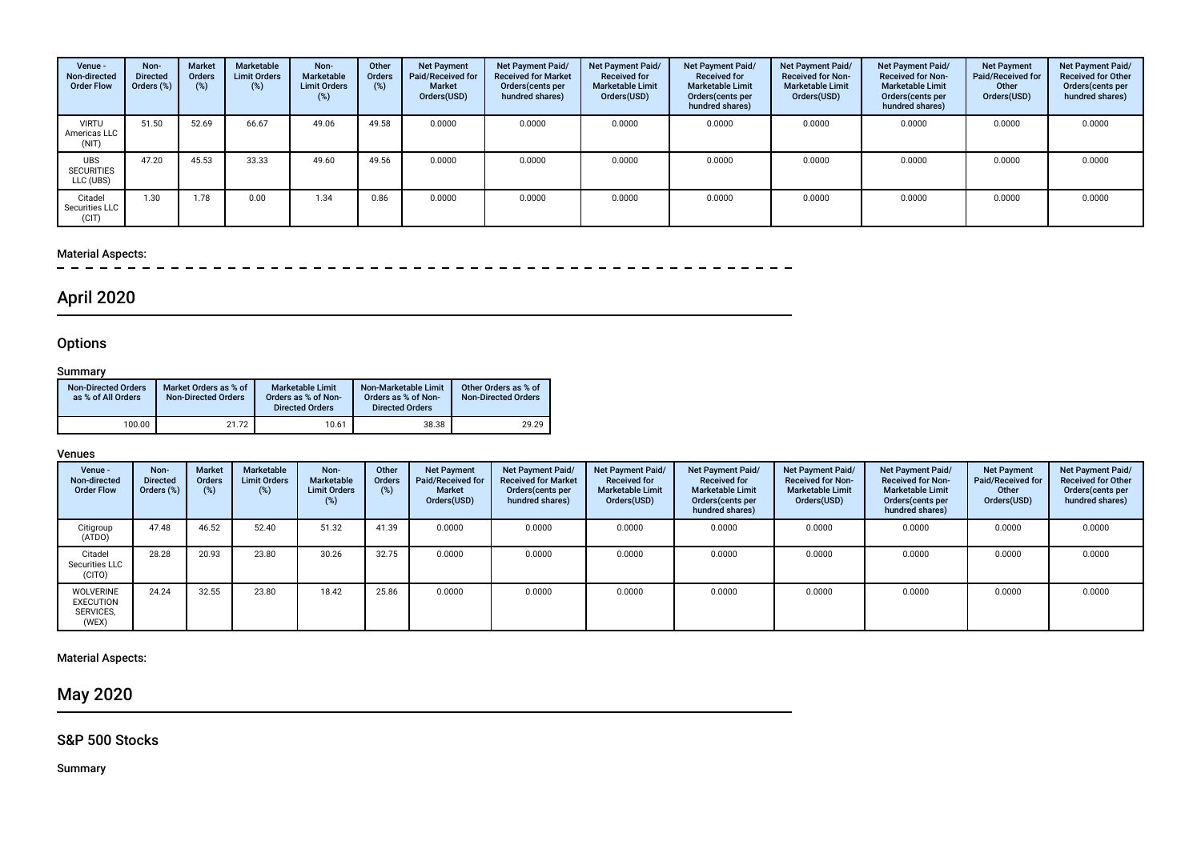| Venue - Non-directed Order Flow | Non-Directed Orders (%) | Market Orders (%) | Marketable Limit Orders (%) | Non-Marketable Limit Orders (%) | Other Orders (%) | Net Payment Paid/Received for Market Orders(USD) | Net Payment Paid/ Received for Market Orders(cents per hundred shares) | Net Payment Paid/ Received for Marketable Limit Orders(USD) | Net Payment Paid/ Received for Marketable Limit Orders(cents per hundred shares) | Net Payment Paid/ Received for Non-Marketable Limit Orders(USD) | Net Payment Paid/ Received for Non-Marketable Limit Orders(cents per hundred shares) | Net Payment Paid/Received for Other Orders(USD) | Net Payment Paid/ Received for Other Orders(cents per hundred shares) |
|---|---|---|---|---|---|---|---|---|---|---|---|---|---|
| VIRTU Americas LLC (NIT) | 51.50 | 52.69 | 66.67 | 49.06 | 49.58 | 0.0000 | 0.0000 | 0.0000 | 0.0000 | 0.0000 | 0.0000 | 0.0000 | 0.0000 |
| UBS SECURITIES LLC (UBS) | 47.20 | 45.53 | 33.33 | 49.60 | 49.56 | 0.0000 | 0.0000 | 0.0000 | 0.0000 | 0.0000 | 0.0000 | 0.0000 | 0.0000 |
| Citadel Securities LLC (CIT) | 1.30 | 1.78 | 0.00 | 1.34 | 0.86 | 0.0000 | 0.0000 | 0.0000 | 0.0000 | 0.0000 | 0.0000 | 0.0000 | 0.0000 |

Material Aspects:

## April 2020

### Options

Summary

| Non-Directed Orders as % of All Orders | Market Orders as % of Non-Directed Orders | Marketable Limit Orders as % of Non-Directed Orders | Non-Marketable Limit Orders as % of Non-Directed Orders | Other Orders as % of Non-Directed Orders |
|---|---|---|---|---|
| 100.00 | 21.72 | 10.61 | 38.38 | 29.29 |

Venues

| Venue - Non-directed Order Flow | Non-Directed Orders (%) | Market Orders (%) | Marketable Limit Orders (%) | Non-Marketable Limit Orders (%) | Other Orders (%) | Net Payment Paid/Received for Market Orders(USD) | Net Payment Paid/ Received for Market Orders(cents per hundred shares) | Net Payment Paid/ Received for Marketable Limit Orders(USD) | Net Payment Paid/ Received for Marketable Limit Orders(cents per hundred shares) | Net Payment Paid/ Received for Non-Marketable Limit Orders(USD) | Net Payment Paid/ Received for Non-Marketable Limit Orders(cents per hundred shares) | Net Payment Paid/Received for Other Orders(USD) | Net Payment Paid/ Received for Other Orders(cents per hundred shares) |
|---|---|---|---|---|---|---|---|---|---|---|---|---|---|
| Citigroup (ATDO) | 47.48 | 46.52 | 52.40 | 51.32 | 41.39 | 0.0000 | 0.0000 | 0.0000 | 0.0000 | 0.0000 | 0.0000 | 0.0000 | 0.0000 |
| Citadel Securities LLC (CITO) | 28.28 | 20.93 | 23.80 | 30.26 | 32.75 | 0.0000 | 0.0000 | 0.0000 | 0.0000 | 0.0000 | 0.0000 | 0.0000 | 0.0000 |
| WOLVERINE EXECUTION SERVICES, (WEX) | 24.24 | 32.55 | 23.80 | 18.42 | 25.86 | 0.0000 | 0.0000 | 0.0000 | 0.0000 | 0.0000 | 0.0000 | 0.0000 | 0.0000 |

Material Aspects:

## May 2020

### S&P 500 Stocks

Summary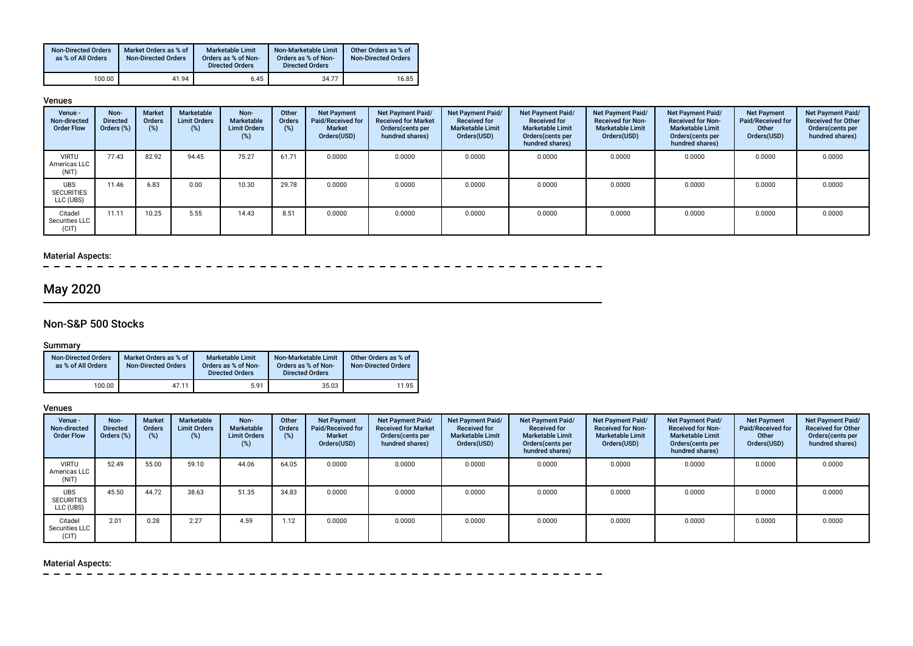| Non-Directed Orders as % of All Orders | Market Orders as % of Non-Directed Orders | Marketable Limit Orders as % of Non-Directed Orders | Non-Marketable Limit Orders as % of Non-Directed Orders | Other Orders as % of Non-Directed Orders |
|---|---|---|---|---|
| 100.00 | 41.94 | 6.45 | 34.77 | 16.85 |

### Venues

| Venue - Non-directed Order Flow | Non-Directed Orders (%) | Market Orders (%) | Marketable Limit Orders (%) | Non-Marketable Limit Orders (%) | Other Orders (%) | Net Payment Paid/Received for Market Orders(USD) | Net Payment Paid/ Received for Market Orders(cents per hundred shares) | Net Payment Paid/ Received for Marketable Limit Orders(USD) | Net Payment Paid/ Received for Marketable Limit Orders(cents per hundred shares) | Net Payment Paid/ Received for Non-Marketable Limit Orders(USD) | Net Payment Paid/ Received for Non-Marketable Limit Orders(cents per hundred shares) | Net Payment Paid/Received for Other Orders(USD) | Net Payment Paid/ Received for Other Orders(cents per hundred shares) |
|---|---|---|---|---|---|---|---|---|---|---|---|---|---|
| VIRTU Americas LLC (NIT) | 77.43 | 82.92 | 94.45 | 75.27 | 61.71 | 0.0000 | 0.0000 | 0.0000 | 0.0000 | 0.0000 | 0.0000 | 0.0000 | 0.0000 |
| UBS SECURITIES LLC (UBS) | 11.46 | 6.83 | 0.00 | 10.30 | 29.78 | 0.0000 | 0.0000 | 0.0000 | 0.0000 | 0.0000 | 0.0000 | 0.0000 | 0.0000 |
| Citadel Securities LLC (CIT) | 11.11 | 10.25 | 5.55 | 14.43 | 8.51 | 0.0000 | 0.0000 | 0.0000 | 0.0000 | 0.0000 | 0.0000 | 0.0000 | 0.0000 |

### Material Aspects:

# May 2020

## Non-S&P 500 Stocks

### Summary

| Non-Directed Orders as % of All Orders | Market Orders as % of Non-Directed Orders | Marketable Limit Orders as % of Non-Directed Orders | Non-Marketable Limit Orders as % of Non-Directed Orders | Other Orders as % of Non-Directed Orders |
|---|---|---|---|---|
| 100.00 | 47.11 | 5.91 | 35.03 | 11.95 |

### Venues

| Venue - Non-directed Order Flow | Non-Directed Orders (%) | Market Orders (%) | Marketable Limit Orders (%) | Non-Marketable Limit Orders (%) | Other Orders (%) | Net Payment Paid/Received for Market Orders(USD) | Net Payment Paid/ Received for Market Orders(cents per hundred shares) | Net Payment Paid/ Received for Marketable Limit Orders(USD) | Net Payment Paid/ Received for Marketable Limit Orders(cents per hundred shares) | Net Payment Paid/ Received for Non-Marketable Limit Orders(USD) | Net Payment Paid/ Received for Non-Marketable Limit Orders(cents per hundred shares) | Net Payment Paid/Received for Other Orders(USD) | Net Payment Paid/ Received for Other Orders(cents per hundred shares) |
|---|---|---|---|---|---|---|---|---|---|---|---|---|---|
| VIRTU Americas LLC (NIT) | 52.49 | 55.00 | 59.10 | 44.06 | 64.05 | 0.0000 | 0.0000 | 0.0000 | 0.0000 | 0.0000 | 0.0000 | 0.0000 | 0.0000 |
| UBS SECURITIES LLC (UBS) | 45.50 | 44.72 | 38.63 | 51.35 | 34.83 | 0.0000 | 0.0000 | 0.0000 | 0.0000 | 0.0000 | 0.0000 | 0.0000 | 0.0000 |
| Citadel Securities LLC (CIT) | 2.01 | 0.28 | 2.27 | 4.59 | 1.12 | 0.0000 | 0.0000 | 0.0000 | 0.0000 | 0.0000 | 0.0000 | 0.0000 | 0.0000 |

### Material Aspects: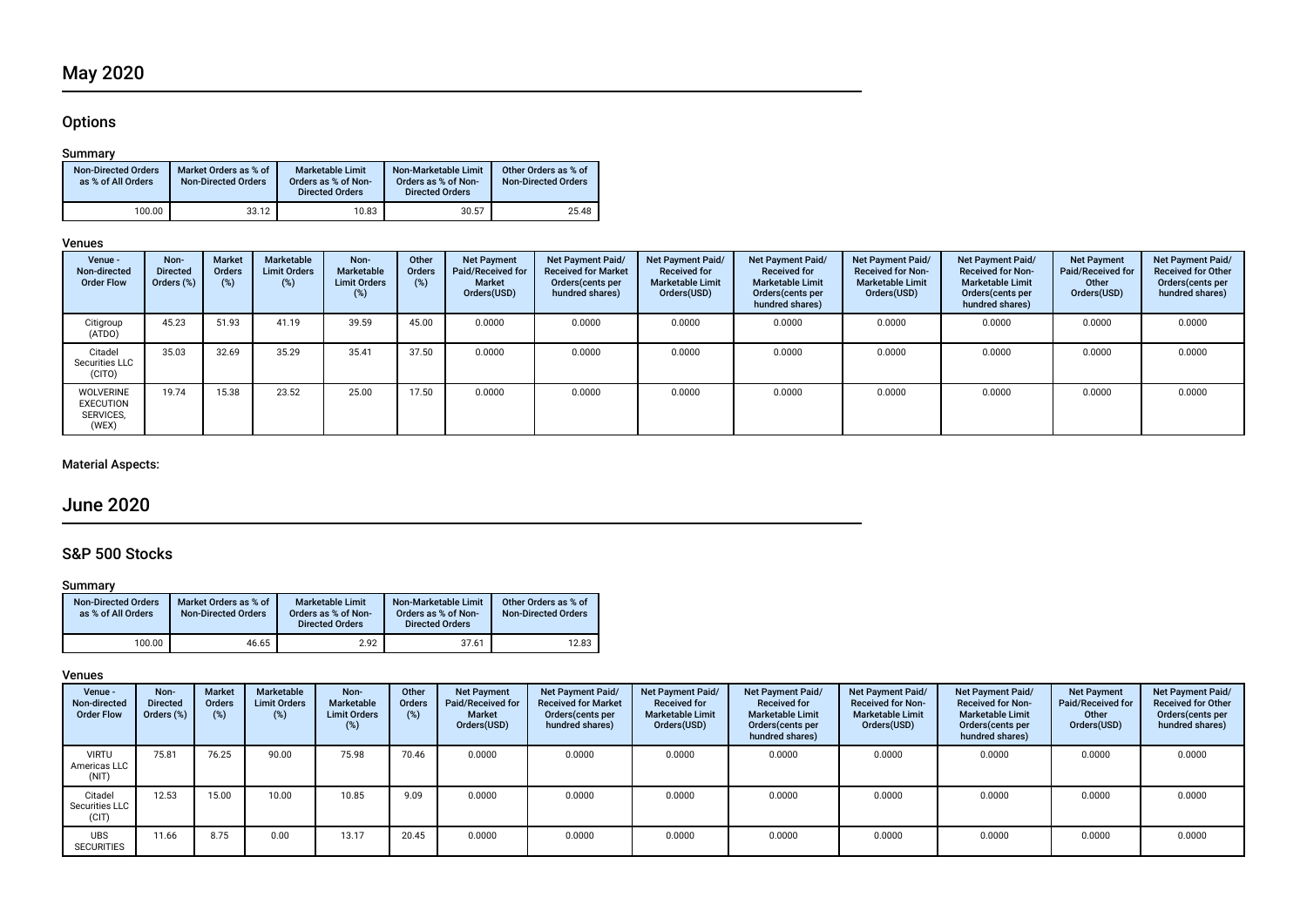# May 2020

## Options

### Summary

| Non-Directed Orders as % of All Orders | Market Orders as % of Non-Directed Orders | Marketable Limit Orders as % of Non-Directed Orders | Non-Marketable Limit Orders as % of Non-Directed Orders | Other Orders as % of Non-Directed Orders |
| --- | --- | --- | --- | --- |
| 100.00 | 33.12 | 10.83 | 30.57 | 25.48 |

### Venues

| Venue - Non-directed Order Flow | Non-Directed Orders (%) | Market Orders (%) | Marketable Limit Orders (%) | Non-Marketable Limit Orders (%) | Other Orders (%) | Net Payment Paid/Received for Market Orders(USD) | Net Payment Paid/ Received for Market Orders(cents per hundred shares) | Net Payment Paid/ Received for Marketable Limit Orders(USD) | Net Payment Paid/ Received for Marketable Limit Orders(cents per hundred shares) | Net Payment Paid/ Received for Non-Marketable Limit Orders(USD) | Net Payment Paid/ Received for Non-Marketable Limit Orders(cents per hundred shares) | Net Payment Paid/Received for Other Orders(USD) | Net Payment Paid/ Received for Other Orders(cents per hundred shares) |
| --- | --- | --- | --- | --- | --- | --- | --- | --- | --- | --- | --- | --- | --- |
| Citigroup (ATDO) | 45.23 | 51.93 | 41.19 | 39.59 | 45.00 | 0.0000 | 0.0000 | 0.0000 | 0.0000 | 0.0000 | 0.0000 | 0.0000 | 0.0000 |
| Citadel Securities LLC (CITO) | 35.03 | 32.69 | 35.29 | 35.41 | 37.50 | 0.0000 | 0.0000 | 0.0000 | 0.0000 | 0.0000 | 0.0000 | 0.0000 | 0.0000 |
| WOLVERINE EXECUTION SERVICES, (WEX) | 19.74 | 15.38 | 23.52 | 25.00 | 17.50 | 0.0000 | 0.0000 | 0.0000 | 0.0000 | 0.0000 | 0.0000 | 0.0000 | 0.0000 |

### Material Aspects:

# June 2020

## S&P 500 Stocks

### Summary

| Non-Directed Orders as % of All Orders | Market Orders as % of Non-Directed Orders | Marketable Limit Orders as % of Non-Directed Orders | Non-Marketable Limit Orders as % of Non-Directed Orders | Other Orders as % of Non-Directed Orders |
| --- | --- | --- | --- | --- |
| 100.00 | 46.65 | 2.92 | 37.61 | 12.83 |

### Venues

| Venue - Non-directed Order Flow | Non-Directed Orders (%) | Market Orders (%) | Marketable Limit Orders (%) | Non-Marketable Limit Orders (%) | Other Orders (%) | Net Payment Paid/Received for Market Orders(USD) | Net Payment Paid/ Received for Market Orders(cents per hundred shares) | Net Payment Paid/ Received for Marketable Limit Orders(USD) | Net Payment Paid/ Received for Marketable Limit Orders(cents per hundred shares) | Net Payment Paid/ Received for Non-Marketable Limit Orders(USD) | Net Payment Paid/ Received for Non-Marketable Limit Orders(cents per hundred shares) | Net Payment Paid/Received for Other Orders(USD) | Net Payment Paid/ Received for Other Orders(cents per hundred shares) |
| --- | --- | --- | --- | --- | --- | --- | --- | --- | --- | --- | --- | --- | --- |
| VIRTU Americas LLC (NIT) | 75.81 | 76.25 | 90.00 | 75.98 | 70.46 | 0.0000 | 0.0000 | 0.0000 | 0.0000 | 0.0000 | 0.0000 | 0.0000 | 0.0000 |
| Citadel Securities LLC (CIT) | 12.53 | 15.00 | 10.00 | 10.85 | 9.09 | 0.0000 | 0.0000 | 0.0000 | 0.0000 | 0.0000 | 0.0000 | 0.0000 | 0.0000 |
| UBS SECURITIES | 11.66 | 8.75 | 0.00 | 13.17 | 20.45 | 0.0000 | 0.0000 | 0.0000 | 0.0000 | 0.0000 | 0.0000 | 0.0000 | 0.0000 |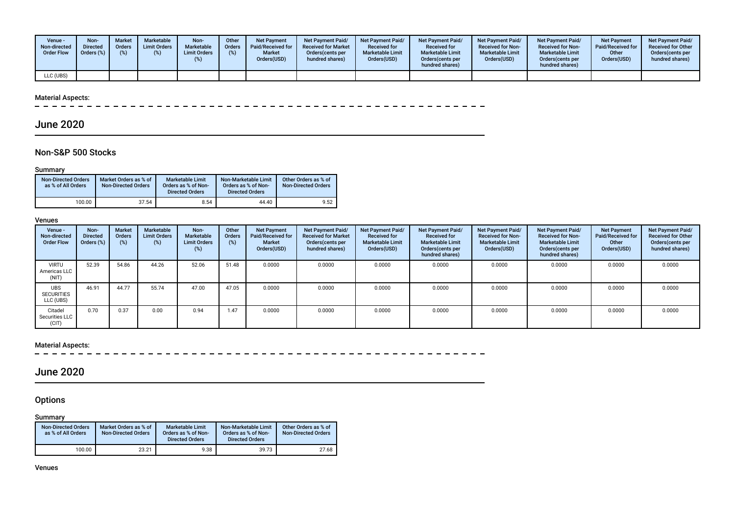| Venue - Non-directed Order Flow | Non-Directed Orders (%) | Market Orders (%) | Marketable Limit Orders (%) | Non-Marketable Limit Orders (%) | Other Orders (%) | Net Payment Paid/Received for Market Orders(USD) | Net Payment Paid/ Received for Market Orders(cents per hundred shares) | Net Payment Paid/ Received for Marketable Limit Orders(USD) | Net Payment Paid/ Received for Marketable Limit Orders(cents per hundred shares) | Net Payment Paid/ Received for Non-Marketable Limit Orders(USD) | Net Payment Paid/ Received for Non-Marketable Limit Orders(cents per hundred shares) | Net Payment Paid/Received for Other Orders(USD) | Net Payment Paid/ Received for Other Orders(cents per hundred shares) |
|---|---|---|---|---|---|---|---|---|---|---|---|---|---|
| LLC (UBS) | | | | | | | | | | | | | |

Material Aspects:

## June 2020

### Non-S&P 500 Stocks

Summary

| Non-Directed Orders as % of All Orders | Market Orders as % of Non-Directed Orders | Marketable Limit Orders as % of Non-Directed Orders | Non-Marketable Limit Orders as % of Non-Directed Orders | Other Orders as % of Non-Directed Orders |
|---|---|---|---|---|
| 100.00 | 37.54 | 8.54 | 44.40 | 9.52 |

Venues

| Venue - Non-directed Order Flow | Non-Directed Orders (%) | Market Orders (%) | Marketable Limit Orders (%) | Non-Marketable Limit Orders (%) | Other Orders (%) | Net Payment Paid/Received for Market Orders(USD) | Net Payment Paid/ Received for Market Orders(cents per hundred shares) | Net Payment Paid/ Received for Marketable Limit Orders(USD) | Net Payment Paid/ Received for Marketable Limit Orders(cents per hundred shares) | Net Payment Paid/ Received for Non-Marketable Limit Orders(USD) | Net Payment Paid/ Received for Non-Marketable Limit Orders(cents per hundred shares) | Net Payment Paid/Received for Other Orders(USD) | Net Payment Paid/ Received for Other Orders(cents per hundred shares) |
|---|---|---|---|---|---|---|---|---|---|---|---|---|---|
| VIRTU Americas LLC (NIT) | 52.39 | 54.86 | 44.26 | 52.06 | 51.48 | 0.0000 | 0.0000 | 0.0000 | 0.0000 | 0.0000 | 0.0000 | 0.0000 | 0.0000 |
| UBS SECURITIES LLC (UBS) | 46.91 | 44.77 | 55.74 | 47.00 | 47.05 | 0.0000 | 0.0000 | 0.0000 | 0.0000 | 0.0000 | 0.0000 | 0.0000 | 0.0000 |
| Citadel Securities LLC (CIT) | 0.70 | 0.37 | 0.00 | 0.94 | 1.47 | 0.0000 | 0.0000 | 0.0000 | 0.0000 | 0.0000 | 0.0000 | 0.0000 | 0.0000 |

Material Aspects:

## June 2020

### Options

Summary

| Non-Directed Orders as % of All Orders | Market Orders as % of Non-Directed Orders | Marketable Limit Orders as % of Non-Directed Orders | Non-Marketable Limit Orders as % of Non-Directed Orders | Other Orders as % of Non-Directed Orders |
|---|---|---|---|---|
| 100.00 | 23.21 | 9.38 | 39.73 | 27.68 |

Venues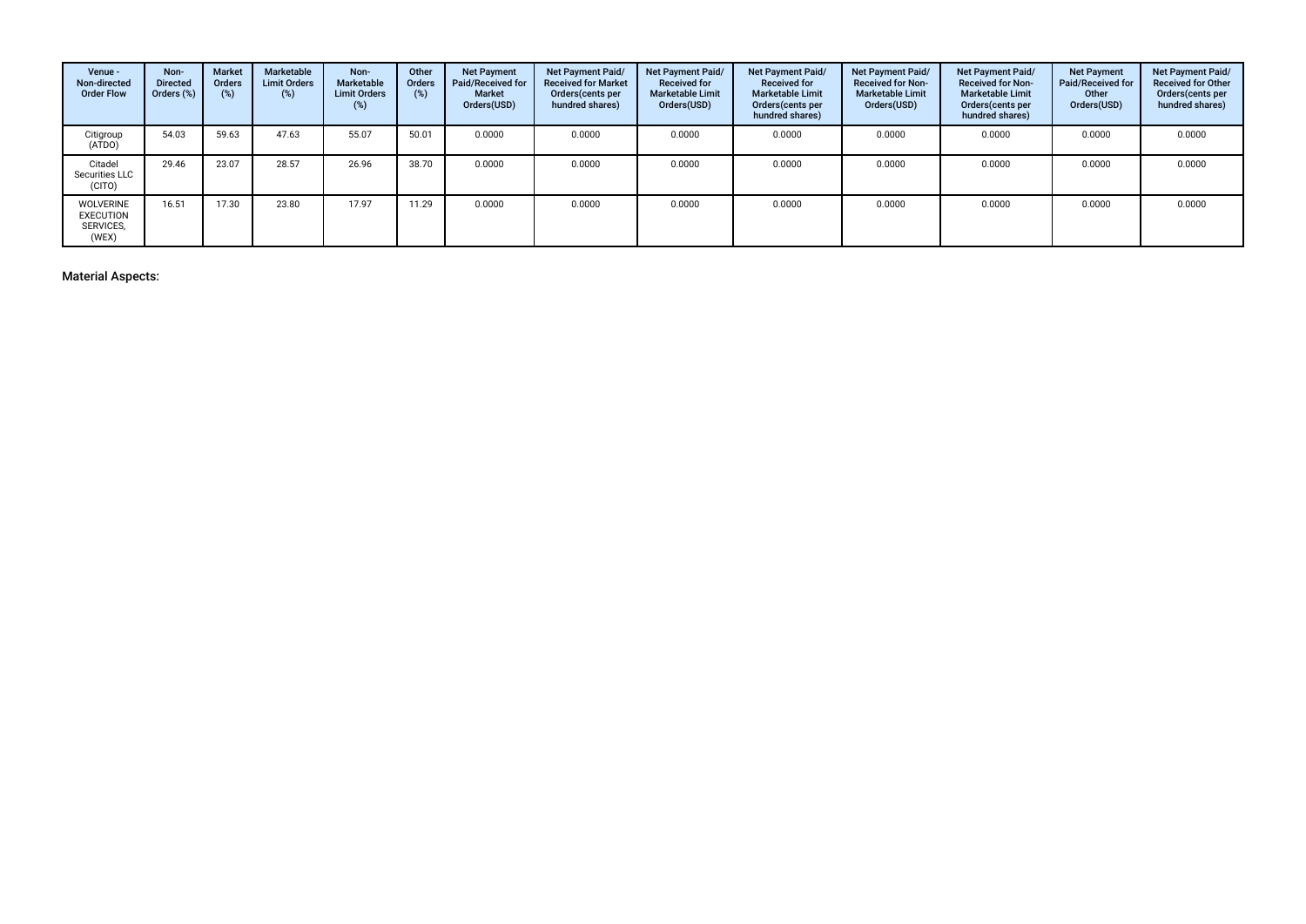| Venue - Non-directed Order Flow | Non-Directed Orders (%) | Market Orders (%) | Marketable Limit Orders (%) | Non-Marketable Limit Orders (%) | Other Orders (%) | Net Payment Paid/Received for Market Orders(USD) | Net Payment Paid/ Received for Market Orders(cents per hundred shares) | Net Payment Paid/ Received for Marketable Limit Orders(USD) | Net Payment Paid/ Received for Marketable Limit Orders(cents per hundred shares) | Net Payment Paid/ Received for Non-Marketable Limit Orders(USD) | Net Payment Paid/ Received for Non-Marketable Limit Orders(cents per hundred shares) | Net Payment Paid/Received for Other Orders(USD) | Net Payment Paid/ Received for Other Orders(cents per hundred shares) |
|---|---|---|---|---|---|---|---|---|---|---|---|---|---|
| Citigroup (ATDO) | 54.03 | 59.63 | 47.63 | 55.07 | 50.01 | 0.0000 | 0.0000 | 0.0000 | 0.0000 | 0.0000 | 0.0000 | 0.0000 | 0.0000 |
| Citadel Securities LLC (CITO) | 29.46 | 23.07 | 28.57 | 26.96 | 38.70 | 0.0000 | 0.0000 | 0.0000 | 0.0000 | 0.0000 | 0.0000 | 0.0000 | 0.0000 |
| WOLVERINE EXECUTION SERVICES, (WEX) | 16.51 | 17.30 | 23.80 | 17.97 | 11.29 | 0.0000 | 0.0000 | 0.0000 | 0.0000 | 0.0000 | 0.0000 | 0.0000 | 0.0000 |

Material Aspects: